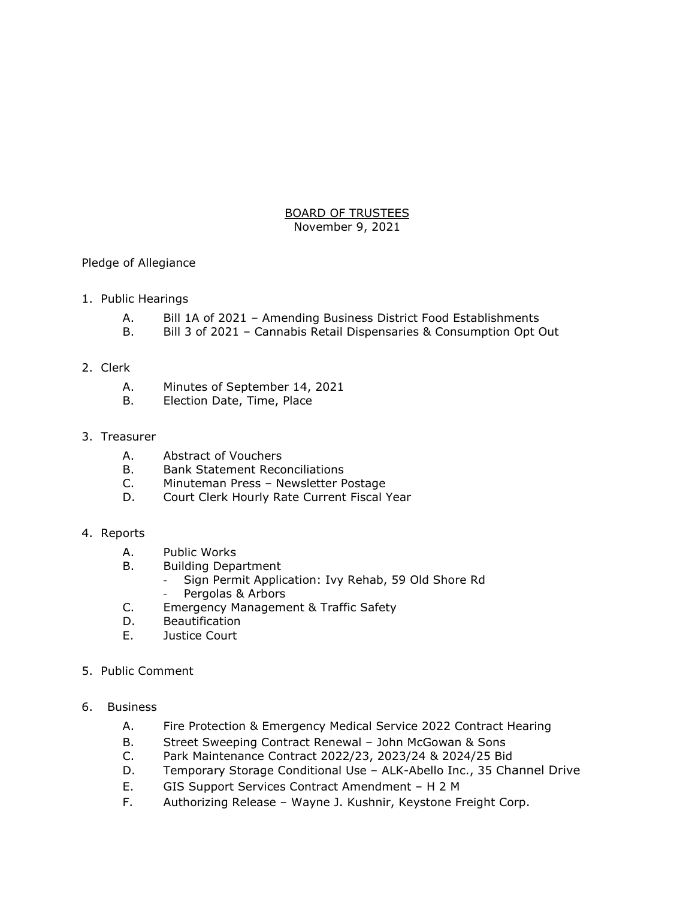<u>BOARD OF TRUSTEES</u>
November 9, 2021

Pledge of Allegiance

1. Public Hearings
   - A. Bill 1A of 2021 – Amending Business District Food Establishments
   - B. Bill 3 of 2021 – Cannabis Retail Dispensaries & Consumption Opt Out

2. Clerk
   - A. Minutes of September 14, 2021
   - B. Election Date, Time, Place

3. Treasurer
   - A. Abstract of Vouchers
   - B. Bank Statement Reconciliations
   - C. Minuteman Press – Newsletter Postage
   - D. Court Clerk Hourly Rate Current Fiscal Year

4. Reports
   - A. Public Works
   - B. Building Department
     - Sign Permit Application: Ivy Rehab, 59 Old Shore Rd
     - Pergolas & Arbors
   - C. Emergency Management & Traffic Safety
   - D. Beautification
   - E. Justice Court

5. Public Comment

6. Business
   - A. Fire Protection & Emergency Medical Service 2022 Contract Hearing
   - B. Street Sweeping Contract Renewal – John McGowan & Sons
   - C. Park Maintenance Contract 2022/23, 2023/24 & 2024/25 Bid
   - D. Temporary Storage Conditional Use – ALK-Abello Inc., 35 Channel Drive
   - E. GIS Support Services Contract Amendment – H 2 M
   - F. Authorizing Release – Wayne J. Kushnir, Keystone Freight Corp.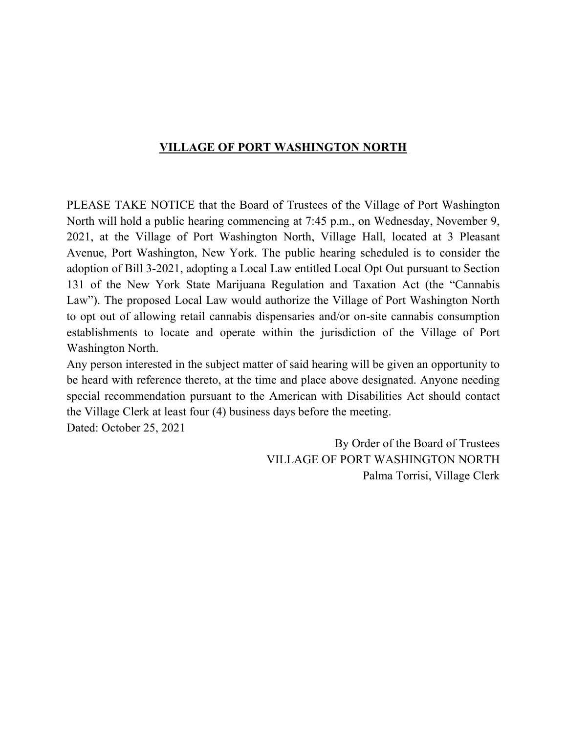**VILLAGE OF PORT WASHINGTON NORTH**

PLEASE TAKE NOTICE that the Board of Trustees of the Village of Port Washington North will hold a public hearing commencing at 7:45 p.m., on Wednesday, November 9, 2021, at the Village of Port Washington North, Village Hall, located at 3 Pleasant Avenue, Port Washington, New York. The public hearing scheduled is to consider the adoption of Bill 3-2021, adopting a Local Law entitled Local Opt Out pursuant to Section 131 of the New York State Marijuana Regulation and Taxation Act (the "Cannabis Law"). The proposed Local Law would authorize the Village of Port Washington North to opt out of allowing retail cannabis dispensaries and/or on-site cannabis consumption establishments to locate and operate within the jurisdiction of the Village of Port Washington North.

Any person interested in the subject matter of said hearing will be given an opportunity to be heard with reference thereto, at the time and place above designated. Anyone needing special recommendation pursuant to the American with Disabilities Act should contact the Village Clerk at least four (4) business days before the meeting.

Dated: October 25, 2021

By Order of the Board of Trustees
VILLAGE OF PORT WASHINGTON NORTH
Palma Torrisi, Village Clerk